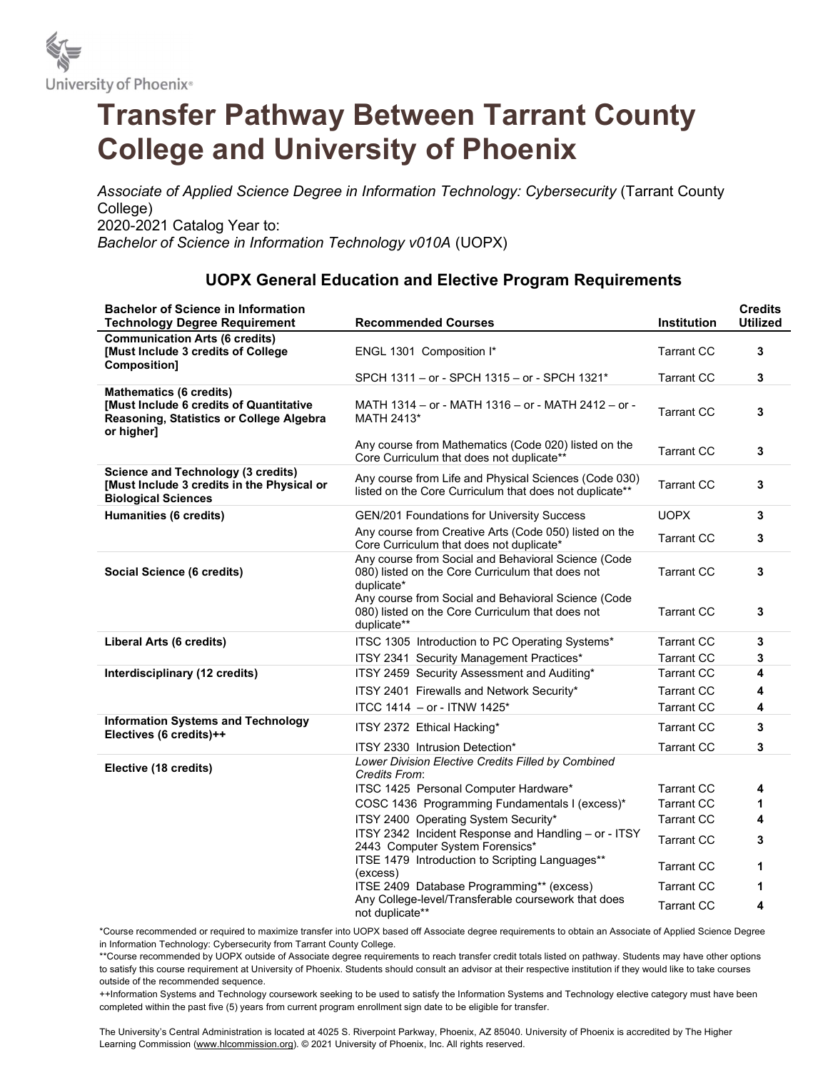University of Phoenix®

# Transfer Pathway Between Tarrant County College and University of Phoenix

*Associate of Applied Science Degree in Information Technology: Cybersecurity* (Tarrant County College)
2020-2021 Catalog Year to:
*Bachelor of Science in Information Technology v010A* (UOPX)

## UOPX General Education and Elective Program Requirements

| Bachelor of Science in Information Technology Degree Requirement | Recommended Courses | Institution | Credits Utilized |
|---|---|---|---|
| **Communication Arts (6 credits) [Must Include 3 credits of College Composition]** | ENGL 1301 Composition I* | Tarrant CC | 3 |
| | SPCH 1311 – or - SPCH 1315 – or - SPCH 1321* | Tarrant CC | 3 |
| **Mathematics (6 credits) [Must Include 6 credits of Quantitative Reasoning, Statistics or College Algebra or higher]** | MATH 1314 – or - MATH 1316 – or - MATH 2412 – or - MATH 2413* | Tarrant CC | 3 |
| | Any course from Mathematics (Code 020) listed on the Core Curriculum that does not duplicate** | Tarrant CC | 3 |
| **Science and Technology (3 credits) [Must Include 3 credits in the Physical or Biological Sciences** | Any course from Life and Physical Sciences (Code 030) listed on the Core Curriculum that does not duplicate** | Tarrant CC | 3 |
| **Humanities (6 credits)** | GEN/201 Foundations for University Success | UOPX | 3 |
| | Any course from Creative Arts (Code 050) listed on the Core Curriculum that does not duplicate* | Tarrant CC | 3 |
| **Social Science (6 credits)** | Any course from Social and Behavioral Science (Code 080) listed on the Core Curriculum that does not duplicate* | Tarrant CC | 3 |
| | Any course from Social and Behavioral Science (Code 080) listed on the Core Curriculum that does not duplicate** | Tarrant CC | 3 |
| **Liberal Arts (6 credits)** | ITSC 1305 Introduction to PC Operating Systems* | Tarrant CC | 3 |
| | ITSY 2341 Security Management Practices* | Tarrant CC | 3 |
| **Interdisciplinary (12 credits)** | ITSY 2459 Security Assessment and Auditing* | Tarrant CC | 4 |
| | ITSY 2401 Firewalls and Network Security* | Tarrant CC | 4 |
| | ITCC 1414 – or - ITNW 1425* | Tarrant CC | 4 |
| **Information Systems and Technology Electives (6 credits)++** | ITSY 2372 Ethical Hacking* | Tarrant CC | 3 |
| | ITSY 2330 Intrusion Detection* | Tarrant CC | 3 |
| **Elective (18 credits)** | *Lower Division Elective Credits Filled by Combined Credits From*: | | |
| | ITSC 1425 Personal Computer Hardware* | Tarrant CC | 4 |
| | COSC 1436 Programming Fundamentals I (excess)* | Tarrant CC | 1 |
| | ITSY 2400 Operating System Security* | Tarrant CC | 4 |
| | ITSY 2342 Incident Response and Handling – or - ITSY 2443 Computer System Forensics* | Tarrant CC | 3 |
| | ITSE 1479 Introduction to Scripting Languages** (excess) | Tarrant CC | 1 |
| | ITSE 2409 Database Programming** (excess) | Tarrant CC | 1 |
| | Any College-level/Transferable coursework that does not duplicate** | Tarrant CC | 4 |

*Course recommended or required to maximize transfer into UOPX based off Associate degree requirements to obtain an Associate of Applied Science Degree in Information Technology: Cybersecurity from Tarrant County College.

**Course recommended by UOPX outside of Associate degree requirements to reach transfer credit totals listed on pathway. Students may have other options to satisfy this course requirement at University of Phoenix. Students should consult an advisor at their respective institution if they would like to take courses outside of the recommended sequence.

++Information Systems and Technology coursework seeking to be used to satisfy the Information Systems and Technology elective category must have been completed within the past five (5) years from current program enrollment sign date to be eligible for transfer.

The University's Central Administration is located at 4025 S. Riverpoint Parkway, Phoenix, AZ 85040. University of Phoenix is accredited by The Higher Learning Commission (www.hlcommission.org). © 2021 University of Phoenix, Inc. All rights reserved.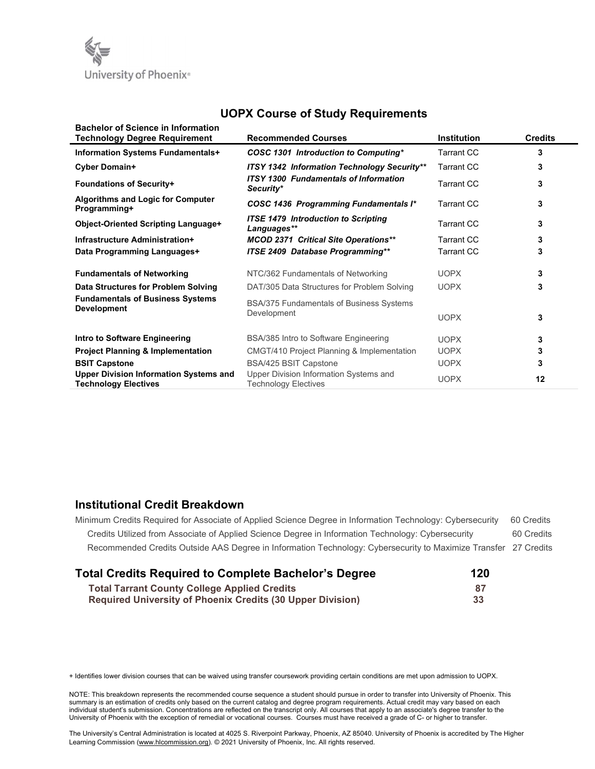University of Phoenix®

## UOPX Course of Study Requirements

| Bachelor of Science in Information Technology Degree Requirement | Recommended Courses | Institution | Credits |
|---|---|---|---|
| **Information Systems Fundamentals+** | ***COSC 1301 Introduction to Computing**** | Tarrant CC | **3** |
| **Cyber Domain+** | ***ITSY 1342 Information Technology Security***** | Tarrant CC | **3** |
| **Foundations of Security+** | ***ITSY 1300 Fundamentals of Information Security**** | Tarrant CC | **3** |
| **Algorithms and Logic for Computer Programming+** | ***COSC 1436 Programming Fundamentals I**** | Tarrant CC | **3** |
| **Object-Oriented Scripting Language+** | ***ITSE 1479 Introduction to Scripting Languages***** | Tarrant CC | **3** |
| **Infrastructure Administration+** | ***MCOD 2371 Critical Site Operations***** | Tarrant CC | **3** |
| **Data Programming Languages+** | ***ITSE 2409 Database Programming***** | Tarrant CC | **3** |
| **Fundamentals of Networking** | NTC/362 Fundamentals of Networking | UOPX | **3** |
| **Data Structures for Problem Solving** | DAT/305 Data Structures for Problem Solving | UOPX | **3** |
| **Fundamentals of Business Systems Development** | BSA/375 Fundamentals of Business Systems Development | UOPX | **3** |
| **Intro to Software Engineering** | BSA/385 Intro to Software Engineering | UOPX | **3** |
| **Project Planning & Implementation** | CMGT/410 Project Planning & Implementation | UOPX | **3** |
| **BSIT Capstone** | BSA/425 BSIT Capstone | UOPX | **3** |
| **Upper Division Information Systems and Technology Electives** | Upper Division Information Systems and Technology Electives | UOPX | **12** |

## Institutional Credit Breakdown

Minimum Credits Required for Associate of Applied Science Degree in Information Technology: Cybersecurity 60 Credits

Credits Utilized from Associate of Applied Science Degree in Information Technology: Cybersecurity 60 Credits

Recommended Credits Outside AAS Degree in Information Technology: Cybersecurity to Maximize Transfer 27 Credits

### Total Credits Required to Complete Bachelor's Degree 120

**Total Tarrant County College Applied Credits 87**

**Required University of Phoenix Credits (30 Upper Division) 33**

+ Identifies lower division courses that can be waived using transfer coursework providing certain conditions are met upon admission to UOPX.

NOTE: This breakdown represents the recommended course sequence a student should pursue in order to transfer into University of Phoenix. This summary is an estimation of credits only based on the current catalog and degree program requirements. Actual credit may vary based on each individual student's submission. Concentrations are reflected on the transcript only. All courses that apply to an associate's degree transfer to the University of Phoenix with the exception of remedial or vocational courses. Courses must have received a grade of C- or higher to transfer.

The University's Central Administration is located at 4025 S. Riverpoint Parkway, Phoenix, AZ 85040. University of Phoenix is accredited by The Higher Learning Commission (www.hlcommission.org). © 2021 University of Phoenix, Inc. All rights reserved.